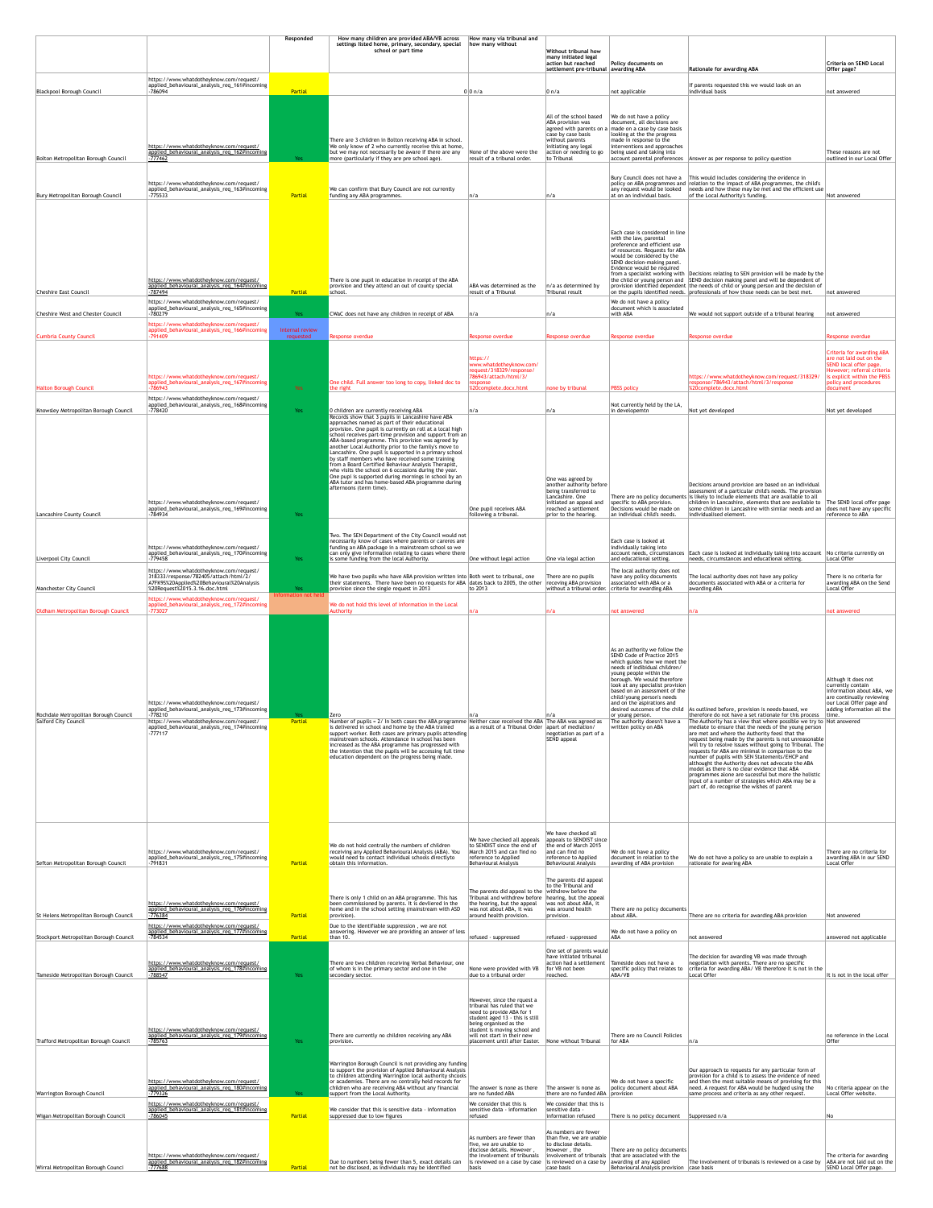| | | Responded | How many children are provided ABA/VB across settings listed home, primary, secondary, special school or part time | How many via tribunal and how many without | Without tribunal how many initiated legal action but reached settlement pre-tribunal | Policy documents on awarding ABA | Rationale for awarding ABA | Criteria on SEND Local Offer page? |
|---|---|---|---|---|---|---|---|---|
| Blackpool Borough Council | https://www.whatdotheyknow.com/request/applied_behavioural_analysis_req_161#incoming-786094 | Partial | 0 | 0 n/a | 0 n/a | not applicable | If parents requested this we would look on an individual basis | not answered |
| Bolton Metropolitan Borough Council | https://www.whatdotheyknow.com/request/applied_behavioural_analysis_req_162#incoming-777462 | Yes | There are 3 children in Bolton receiving ABA in school. We only know of 2 who currently receive this at home, but we may not necessarily be aware if there are any more (particularly if they are pre school age). | None of the above were the result of a tribunal order. | All of the school based ABA provision was agreed with parents on a case by case basis without parents initiating any legal action or needing to go to Tribunal | We do not have a policy document, all decisions are made on a case by case basis looking at the the progress made in response to the interventions and approaches being used and taking into account parental preferences | Answer as per response to policy question | These reasons are not outlined in our Local Offer |
| Bury Metropolitan Borough Council | https://www.whatdotheyknow.com/request/applied_behavioural_analysis_req_163#incoming-775533 | Partial | We can confirm that Bury Council are not currently funding any ABA programmes. | n/a | n/a | Bury Council does not have a policy on ABA programmes and any request would be looked at on an individual basis. | This would includes considering the evidence in relation to the impact of ABA programmes, the child's needs and how these may be met and the efficient use of the Local Authority's funding. | Not answered |
| Cheshire East Council | https://www.whatdotheyknow.com/request/applied_behavioural_analysis_req_164#incoming-787494 | Partial | There is one pupil in education in receipt of the ABA provision and they attend an out of county special school. | ABA was determined as the result of a Tribunal | n/a as determined by Tribunal result | Each case is considered in line with the law, parental preference and efficient use of resources. Requests for ABA would be considered by the SEND decision-making panel. Evidence would be required from a specialist working with the child or young person and provision identified dependent on the pupils identified needs. | Decisions relating to SEN provision will be made by the SEND decision making panel and will be dependent of the needs of child or young person and the decision of professionals of how those needs can be best met. | not answered |
| Cheshire West and Chester Council | https://www.whatdotheyknow.com/request/applied_behavioural_analysis_req_165#incoming-780279 | Yes | CWaC does not have any children in receipt of ABA | n/a | n/a | We do not have a policy document which is associated with ABA | We would not support outside of a tribunal hearing | not answered |
| Cumbria County Council | https://www.whatdotheyknow.com/request/applied_behavioural_analysis_req_166#incoming-791409 | Internal review requested | Response overdue | Response overdue | Response overdue | Response overdue | Response overdue | Response overdue |
| Halton Borough Council | https://www.whatdotheyknow.com/request/applied_behavioural_analysis_req_167#incoming-786943 | Yes | One child. Full answer too long to copy, linked doc to the right | https://www.whatdotheyknow.com/request/318329/response/786943/attach/html/3/response%20complete.docx.html | none by tribunal | PBSS policy | https://www.whatdotheyknow.com/request/318329/response/786943/attach/html/3/response%20complete.docx.html | Criteria for awarding ABA are not laid out on the SEND local offer page. However; referral criteria is explicit within the PBSS policy and procedures document |
| Knowsley Metropolitan Borough Council | https://www.whatdotheyknow.com/request/applied_behavioural_analysis_req_168#incoming-778420 | Yes | 0 children are currently receiving ABA | n/a | n/a | Not currently held by the LA, in developemtn | Not yet developed | Not yet developed |
| Lancashire County Council | https://www.whatdotheyknow.com/request/applied_behavioural_analysis_req_169#incoming-784934 | Yes | Records show that 3 pupils in Lancashire have ABA approaches named as part of their educational provision. One pupil is currently on roll at a local high school receives part-time provision and support from an ABA-based programme. This provision was agreed by another Local Authority prior to the family's move to Lancashire. One pupil is supported in a primary school by staff members who have received some training from a Board Certified Behaviour Analysis Therapist, who visits the school on 6 occasions during the year. One pupil is supported during mornings in school by an ABA tutor and has home-based ABA programme during afternoons (term time). | One pupil receives ABA following a tribunal. | One was agreed by another authority before being transferred to Lancashire. One initiated an appeal and reached a settlement prior to the hearing. | There are no policy documents specific to ABA provision. Decisions would be made on an individual child's needs. | Decisions around provision are based on an individual assessment of a particular child's needs. The provision is likely to include elements that are available to all children in Lancashire, elements that are available to some children in Lancashire with similar needs and an individualised element. | The SEND local offer page does not have any specific reference to ABA |
| Liverpool City Council | https://www.whatdotheyknow.com/request/applied_behavioural_analysis_req_170#incoming-779458 | Yes | Two. The SEN Department of the City Council would not necessarily know of cases where parents or careres are funding an ABA package in a mainstream school so we can only give information relating to cases where there is some funding from the local Authority. | One without legal action | One via legal action | Each case is looked at individually taking into account needs, circumstances and educational setting. | Each case is looked at individually taking into account needs, circumstances and educational setting. | No criteria currently on Local Offer |
| Manchester City Council | https://www.whatdotheyknow.com/request/318333/response/782405/attach/html/2/A7FK9S%20Applied%20Behavioural%20Analysis%20Request%2015.3.16.doc.html | Yes | We have two pupils who have ABA provision written into their statements. There have been no requests for ABA provision since the single request in 2013 | Both went to tribunal, one dates back to 2005, the other to 2013 | There are no pupils receiving ABA provision without a tribunal order. | The local authority does not have any policy documents associated with ABA or a criteria for awarding ABA | The local authority does not have any policy documents associated with ABA or a criteria for awarding ABA | There is no criteria for awarding ABA on the Send Local Offer |
| Oldham Metropolitan Borough Council | https://www.whatdotheyknow.com/request/applied_behavioural_analysis_req_172#incoming-773027 | Information not held | We do not hold this level of information in the Local Authority | n/a | n/a | not answered | n/a | not answered |
| Rochdale Metropolitan Borough Council | https://www.whatdotheyknow.com/request/applied_behavioural_analysis_req_173#incoming-778210 | Yes | Zero | n/a | n/a | As an authority we follow the SEND Code of Practice 2015 which guides how we meet the needs of indibidual children/young people within the borough. We would therefore look at any specialist provision based on an assessment of the child/young person's needs and on the aspirations and desired outcomes of the child or young person. | As outlined before, provision is needs-based, we therefore do not have a set rationale for this process | Although it does not currently contain information about ABA, we are continually reviewing our Local Offer page and adding information all the time. |
| Salford City Council | https://www.whatdotheyknow.com/request/applied_behavioural_analysis_req_174#incoming-777117 | Partial | Number of pupils = 2/ In both cases the ABA programme is delivered in school and home by the ABA trained support worker. Both cases are primary pupils attending mainstream schools. Attendance in school has been increased as the ABA programme has progressed with the intention that the pupils will be accessing full time education dependent on the progress being made. | Neither case received the ABA as a result of a Tribunal Order | The ABA was agreed as apart of mediation/negotiation as part of a SEND appeal | The Authority doesn't have a written policy on ABA | The Authority has a view that where possible we try to mediate to ensure that the needs of the young person are met and where the Authority feels that the request being made by the parents is not unreasonable will try to resolve issues without going to Tribunal. The requests for ABA are minimal in comparison to the number of pupils with SEN Statements/EHCP and althought the Authority does not advocate the ABA model as there is no clear evidence that ABA programmes alone are sucessful but more the holistic input of a number of strategies which ABA may be a part of, do recognise the wishes of parent | Not answered |
| Sefton Metropolitan Borough Council | https://www.whatdotheyknow.com/request/applied_behavioural_analysis_req_175#incoming-791831 | Partial | We do not hold centrally the numbers of children receiving any Applied Behavioural Analysis (ABA). You would need to contact individual schools directlyto obtain this information. | We have checked all appeals to SENDIST since the end of March 2015 and can find no reference to Applied Behavioural Analysis | We have checked all appeals to SENDIST since the end of March 2015 and can find no reference to Applied Behavioural Analysis | We do not have a policy document in relation to the awarding of ABA provision | We do not have a policy so are unable to explain a rationale for awaring ABA | There are no criteria for awarding ABA in our SEND Local Offer |
| St Helens Metropolitan Borough Council | https://www.whatdotheyknow.com/request/applied_behavioural_analysis_req_176#incoming-776384 | Partial | There is only 1 child on an ABA programme. This has been commissioned by parents. It is devliered in the home and in the school setting (mainstream with ASD provision). | The parents did appeal to the Tribunal and withdrew before the hearing, but the appeal was not about ABA, it was around health provision. | The parents did appeal to the Tribunal and withdrew before the hearing, but the appeal was not about ABA, it was around health provision. | There are no policy documents about ABA. | There are no criteria for awarding ABA provision | Not answered |
| Stockport Metropolitan Borough Council | https://www.whatdotheyknow.com/request/applied_behavioural_analysis_req_177#incoming-784534 | Partial | Due to the identifiable suppression , we are not answering. However we are providing an answer of less than 10. | refused - suppressed | refused - suppressed | We do not have a policy on ABA | not answered | answered not applicable |
| Tameside Metropolitan Borough Council | https://www.whatdotheyknow.com/request/applied_behavioural_analysis_req_178#incoming-788547 | Yes | There are two children receiving Verbal Behaviour, one of whom is in the primary sector and one in the secondary sector. | None were provided with VB due to a tribunal order | One set of parents would have initiated tribunal action had a settlement for VB not been reached. | Tameside does not have a specific policy that relates to ABA/VB | The decision for awarding VB was made through negotiation with parents. There are no specific criteria for awarding ABA/ VB therefore it is not in the Local Offer | It is not in the local offer |
| Trafford Metropolitan Borough Council | https://www.whatdotheyknow.com/request/applied_behavioural_analysis_req_179#incoming-785763 | Yes | There are currently no children receiving any ABA provision. | However, since the request a tribunal has ruled that we need to provide ABA for 1 student aged 13 - this is still being organised as the student is moving school and will not start in their new placement until after Easter. | None without Tribunal | There are no Council Policies for ABA | n/a | no reference in the Local Offer |
| Warrington Borough Council | https://www.whatdotheyknow.com/request/applied_behavioural_analysis_req_180#incoming-779326 | Yes | Warrington Borough Council is not providing any funding to support the provision of Applied Behavioural Analysis to children attending Warrington local authority shcools or academies. There are no centrally held records for children who are receiving ABA without any financial support from the Local Authority. | The answer is none as there are no funded ABA | The answer is none as there are no funded ABA provision | We do not have a specific policy document about ABA provision | Our approach to requests for any particular form of provision for a child is to assess the evidence of need and then the most suitable means of provising for this need. A request for ABA would be hudged using the same process and criteria as any other request. | No criteria appear on the Local Offer website. |
| Wigan Metropolitan Borough Council | https://www.whatdotheyknow.com/request/applied_behavioural_analysis_req_181#incoming-786045 | Partial | We consider that this is sensitive data - information suppressed due to low figures | We consider that this is sensitive data - information refused | We consider that this is sensitive data - information refused | There is no policy document | Suppressed n/a | No |
| Wirral Metropolitan Borough Council | https://www.whatdotheyknow.com/request/applied_behavioural_analysis_req_182#incoming-777688 | Partial | Due to numbers being fewer than 5, exact details can not be disclosed, as individuals may be identified | As numbers are fewer than five, we are unable to disclose details. However , the involvement of tribunals is reviewed on a case by case basis | As numbers are fewer than five, we are unable to disclose details. However , the involvement of tribunals is reviewed on a case by case basis | There are no policy documents that are associated with the awarding of any Applied Behavioural Analysis provision | The involvement of tribunals is reviewed on a case by case basis | The criteria for awarding ABA are not laid out on the SEND Local Offer page. |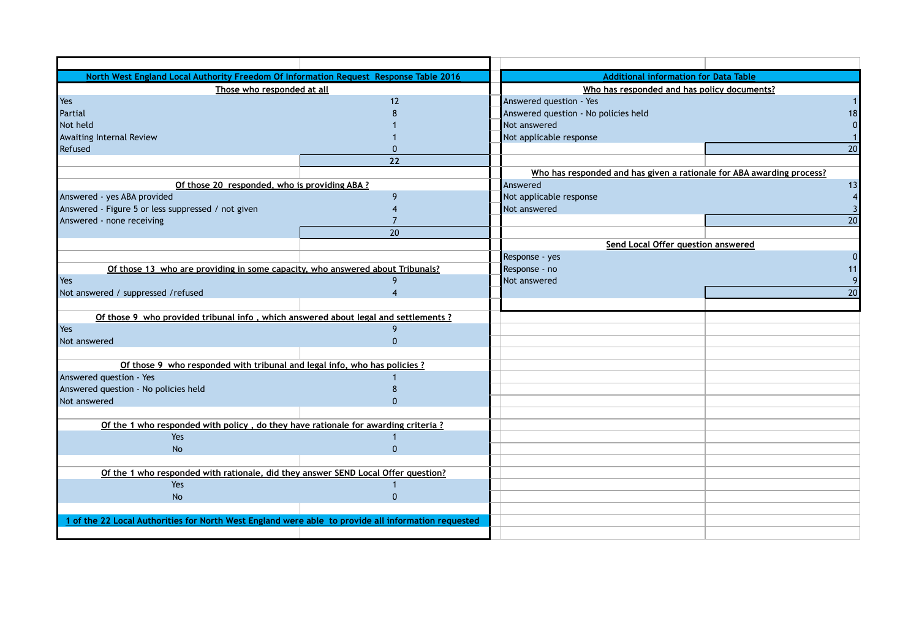| North West England Local Authority Freedom Of Information Request Response Table 2016 | |
|---|---|
| **Those who responded at all** | |
| Yes | 12 |
| Partial | 8 |
| Not held | 1 |
| Awaiting Internal Review | 1 |
| Refused | 0 |
| | 22 |
| **Of those 20 responded, who is providing ABA ?** | |
| Answered - yes ABA provided | 9 |
| Answered - Figure 5 or less suppressed / not given | 4 |
| Answered - none receiving | 7 |
| | 20 |
| **Of those 13 who are providing in some capacity, who answered about Tribunals?** | |
| Yes | 9 |
| Not answered / suppressed /refused | 4 |
| **Of those 9 who provided tribunal info , which answered about legal and settlements ?** | |
| Yes | 9 |
| Not answered | 0 |
| **Of those 9 who responded with tribunal and legal info, who has policies ?** | |
| Answered question - Yes | 1 |
| Answered question - No policies held | 8 |
| Not answered | 0 |
| **Of the 1 who responded with policy , do they have rationale for awarding criteria ?** | |
| Yes | 1 |
| No | 0 |
| **Of the 1 who responded with rationale, did they answer SEND Local Offer question?** | |
| Yes | 1 |
| No | 0 |
| **1 of the 22 Local Authorities for North West England were able to provide all information requested** | |

| Additional information for Data Table | |
|---|---|
| **Who has responded and has policy documents?** | |
| Answered question - Yes | 1 |
| Answered question - No policies held | 18 |
| Not answered | 0 |
| Not applicable response | 1 |
| | 20 |
| **Who has responded and has given a rationale for ABA awarding process?** | |
| Answered | 13 |
| Not applicable response | 4 |
| Not answered | 3 |
| | 20 |
| **Send Local Offer question answered** | |
| Response - yes | 0 |
| Response - no | 11 |
| Not answered | 9 |
| | 20 |